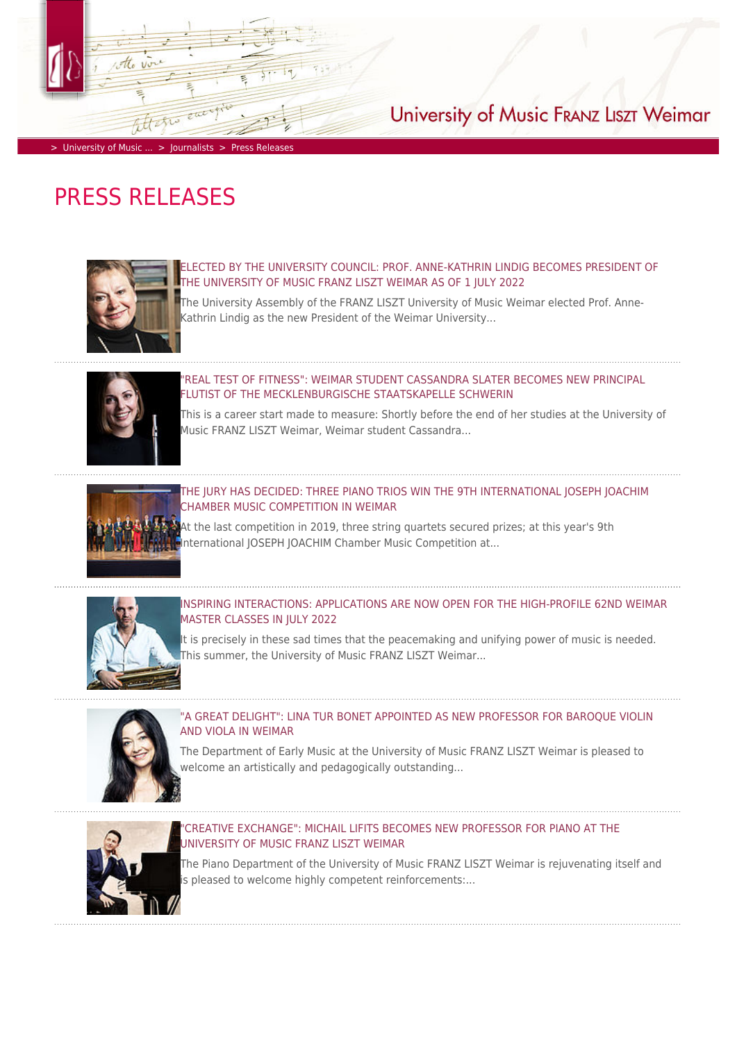University of Music FRANZ LISZT Weimar

> University of Music ... > Journalists > Press Releases

# PRESS RELEASES

## ELECTED BY THE UNIVERSITY COUNCIL: PROF. ANNE-KATHRIN LINDIG BECOMES PRESIDENT OF THE UNIVERSITY OF MUSIC FRANZ LISZT WEIMAR AS OF 1 JULY 2022

The University Assembly of the FRANZ LISZT University of Music Weimar elected Prof. Anne-Kathrin Lindig as the new President of the Weimar University...

---

## "REAL TEST OF FITNESS": WEIMAR STUDENT CASSANDRA SLATER BECOMES NEW PRINCIPAL FLUTIST OF THE MECKLENBURGISCHE STAATSKAPELLE SCHWERIN

This is a career start made to measure: Shortly before the end of her studies at the University of Music FRANZ LISZT Weimar, Weimar student Cassandra...

---

## THE JURY HAS DECIDED: THREE PIANO TRIOS WIN THE 9TH INTERNATIONAL JOSEPH JOACHIM CHAMBER MUSIC COMPETITION IN WEIMAR

At the last competition in 2019, three string quartets secured prizes; at this year's 9th International JOSEPH JOACHIM Chamber Music Competition at...

---

## INSPIRING INTERACTIONS: APPLICATIONS ARE NOW OPEN FOR THE HIGH-PROFILE 62ND WEIMAR MASTER CLASSES IN JULY 2022

It is precisely in these sad times that the peacemaking and unifying power of music is needed. This summer, the University of Music FRANZ LISZT Weimar...

---

## "A GREAT DELIGHT": LINA TUR BONET APPOINTED AS NEW PROFESSOR FOR BAROQUE VIOLIN AND VIOLA IN WEIMAR

The Department of Early Music at the University of Music FRANZ LISZT Weimar is pleased to welcome an artistically and pedagogically outstanding...

---

## "CREATIVE EXCHANGE": MICHAIL LIFITS BECOMES NEW PROFESSOR FOR PIANO AT THE UNIVERSITY OF MUSIC FRANZ LISZT WEIMAR

The Piano Department of the University of Music FRANZ LISZT Weimar is rejuvenating itself and is pleased to welcome highly competent reinforcements:...

---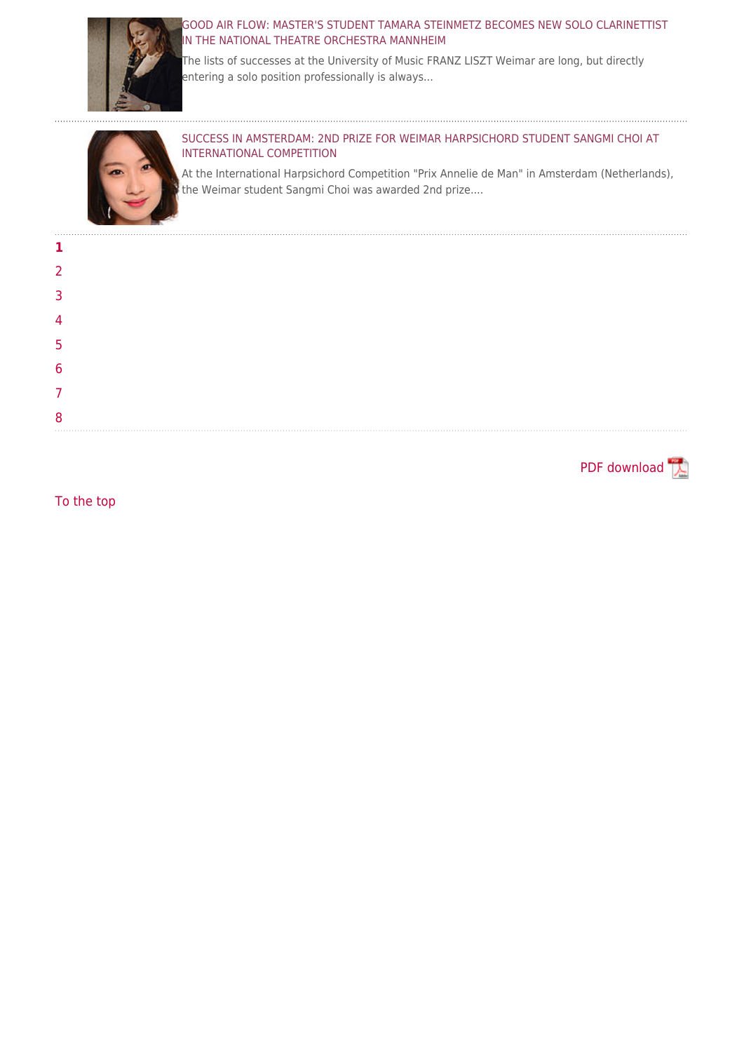GOOD AIR FLOW: MASTER'S STUDENT TAMARA STEINMETZ BECOMES NEW SOLO CLARINETTIST IN THE NATIONAL THEATRE ORCHESTRA MANNHEIM

The lists of successes at the University of Music FRANZ LISZT Weimar are long, but directly entering a solo position professionally is always...

SUCCESS IN AMSTERDAM: 2ND PRIZE FOR WEIMAR HARPSICHORD STUDENT SANGMI CHOI AT INTERNATIONAL COMPETITION

At the International Harpsichord Competition "Prix Annelie de Man" in Amsterdam (Netherlands), the Weimar student Sangmi Choi was awarded 2nd prize....

**1**
2
3
4
5
6
7
8

PDF download

To the top